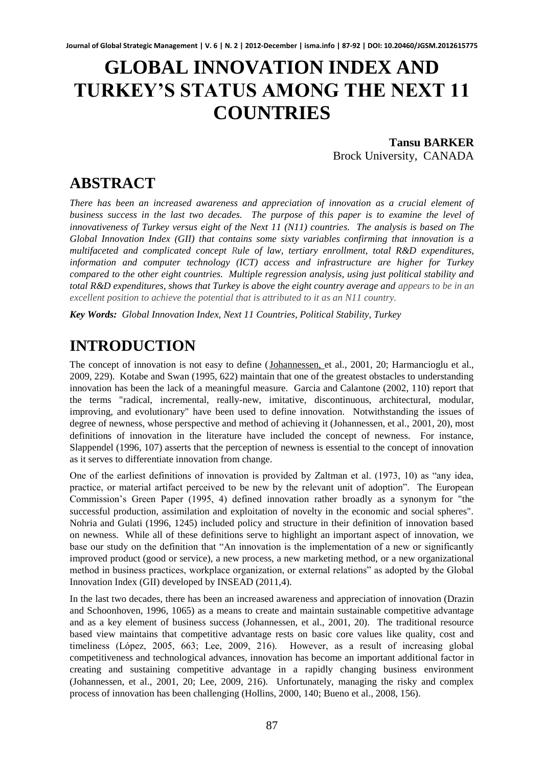# GLOBAL INNOVATION INDEX AND TURKEY'S STATUS AMONG THE NEXT 11 COUNTRIES

**Tansu BARKER**
Brock University, CANADA

## ABSTRACT

*There has been an increased awareness and appreciation of innovation as a crucial element of business success in the last two decades. The purpose of this paper is to examine the level of innovativeness of Turkey versus eight of the Next 11 (N11) countries. The analysis is based on The Global Innovation Index (GII) that contains some sixty variables confirming that innovation is a multifaceted and complicated concept Rule of law, tertiary enrollment, total R&D expenditures, information and computer technology (ICT) access and infrastructure are higher for Turkey compared to the other eight countries. Multiple regression analysis, using just political stability and total R&D expenditures, shows that Turkey is above the eight country average and appears to be in an excellent position to achieve the potential that is attributed to it as an N11 country.*

***Key Words:** Global Innovation Index, Next 11 Countries, Political Stability, Turkey*

## INTRODUCTION

The concept of innovation is not easy to define (Johannessen, et al., 2001, 20; Harmancioglu et al., 2009, 229). Kotabe and Swan (1995, 622) maintain that one of the greatest obstacles to understanding innovation has been the lack of a meaningful measure. Garcia and Calantone (2002, 110) report that the terms "radical, incremental, really-new, imitative, discontinuous, architectural, modular, improving, and evolutionary" have been used to define innovation. Notwithstanding the issues of degree of newness, whose perspective and method of achieving it (Johannessen, et al., 2001, 20), most definitions of innovation in the literature have included the concept of newness. For instance, Slappendel (1996, 107) asserts that the perception of newness is essential to the concept of innovation as it serves to differentiate innovation from change.

One of the earliest definitions of innovation is provided by Zaltman et al. (1973, 10) as "any idea, practice, or material artifact perceived to be new by the relevant unit of adoption". The European Commission's Green Paper (1995, 4) defined innovation rather broadly as a synonym for "the successful production, assimilation and exploitation of novelty in the economic and social spheres". Nohria and Gulati (1996, 1245) included policy and structure in their definition of innovation based on newness. While all of these definitions serve to highlight an important aspect of innovation, we base our study on the definition that "An innovation is the implementation of a new or significantly improved product (good or service), a new process, a new marketing method, or a new organizational method in business practices, workplace organization, or external relations" as adopted by the Global Innovation Index (GII) developed by INSEAD (2011,4).

In the last two decades, there has been an increased awareness and appreciation of innovation (Drazin and Schoonhoven, 1996, 1065) as a means to create and maintain sustainable competitive advantage and as a key element of business success (Johannessen, et al., 2001, 20). The traditional resource based view maintains that competitive advantage rests on basic core values like quality, cost and timeliness (López, 2005, 663; Lee, 2009, 216). However, as a result of increasing global competitiveness and technological advances, innovation has become an important additional factor in creating and sustaining competitive advantage in a rapidly changing business environment (Johannessen, et al., 2001, 20; Lee, 2009, 216). Unfortunately, managing the risky and complex process of innovation has been challenging (Hollins, 2000, 140; Bueno et al., 2008, 156).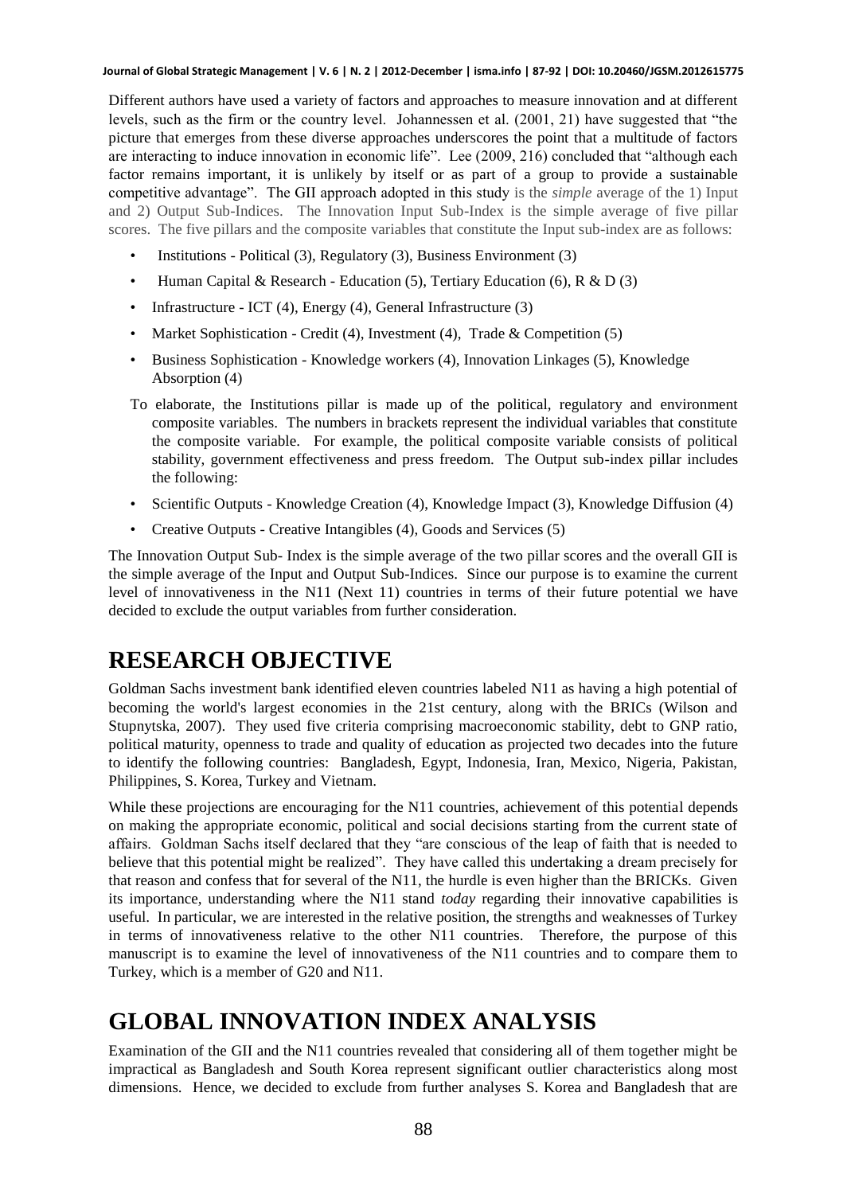Different authors have used a variety of factors and approaches to measure innovation and at different levels, such as the firm or the country level. Johannessen et al. (2001, 21) have suggested that "the picture that emerges from these diverse approaches underscores the point that a multitude of factors are interacting to induce innovation in economic life". Lee (2009, 216) concluded that "although each factor remains important, it is unlikely by itself or as part of a group to provide a sustainable competitive advantage". The GII approach adopted in this study is the *simple* average of the 1) Input and 2) Output Sub-Indices. The Innovation Input Sub-Index is the simple average of five pillar scores. The five pillars and the composite variables that constitute the Input sub-index are as follows:

- Institutions - Political (3), Regulatory (3), Business Environment (3)
- Human Capital & Research - Education (5), Tertiary Education (6), R & D (3)
- Infrastructure - ICT (4), Energy (4), General Infrastructure (3)
- Market Sophistication - Credit (4), Investment (4), Trade & Competition (5)
- Business Sophistication - Knowledge workers (4), Innovation Linkages (5), Knowledge Absorption (4)

To elaborate, the Institutions pillar is made up of the political, regulatory and environment composite variables. The numbers in brackets represent the individual variables that constitute the composite variable. For example, the political composite variable consists of political stability, government effectiveness and press freedom. The Output sub-index pillar includes the following:

- Scientific Outputs - Knowledge Creation (4), Knowledge Impact (3), Knowledge Diffusion (4)
- Creative Outputs - Creative Intangibles (4), Goods and Services (5)

The Innovation Output Sub- Index is the simple average of the two pillar scores and the overall GII is the simple average of the Input and Output Sub-Indices. Since our purpose is to examine the current level of innovativeness in the N11 (Next 11) countries in terms of their future potential we have decided to exclude the output variables from further consideration.

## RESEARCH OBJECTIVE

Goldman Sachs investment bank identified eleven countries labeled N11 as having a high potential of becoming the world's largest economies in the 21st century, along with the BRICs (Wilson and Stupnytska, 2007). They used five criteria comprising macroeconomic stability, debt to GNP ratio, political maturity, openness to trade and quality of education as projected two decades into the future to identify the following countries: Bangladesh, Egypt, Indonesia, Iran, Mexico, Nigeria, Pakistan, Philippines, S. Korea, Turkey and Vietnam.

While these projections are encouraging for the N11 countries, achievement of this potential depends on making the appropriate economic, political and social decisions starting from the current state of affairs. Goldman Sachs itself declared that they "are conscious of the leap of faith that is needed to believe that this potential might be realized". They have called this undertaking a dream precisely for that reason and confess that for several of the N11, the hurdle is even higher than the BRICKs. Given its importance, understanding where the N11 stand *today* regarding their innovative capabilities is useful. In particular, we are interested in the relative position, the strengths and weaknesses of Turkey in terms of innovativeness relative to the other N11 countries. Therefore, the purpose of this manuscript is to examine the level of innovativeness of the N11 countries and to compare them to Turkey, which is a member of G20 and N11.

## GLOBAL INNOVATION INDEX ANALYSIS

Examination of the GII and the N11 countries revealed that considering all of them together might be impractical as Bangladesh and South Korea represent significant outlier characteristics along most dimensions. Hence, we decided to exclude from further analyses S. Korea and Bangladesh that are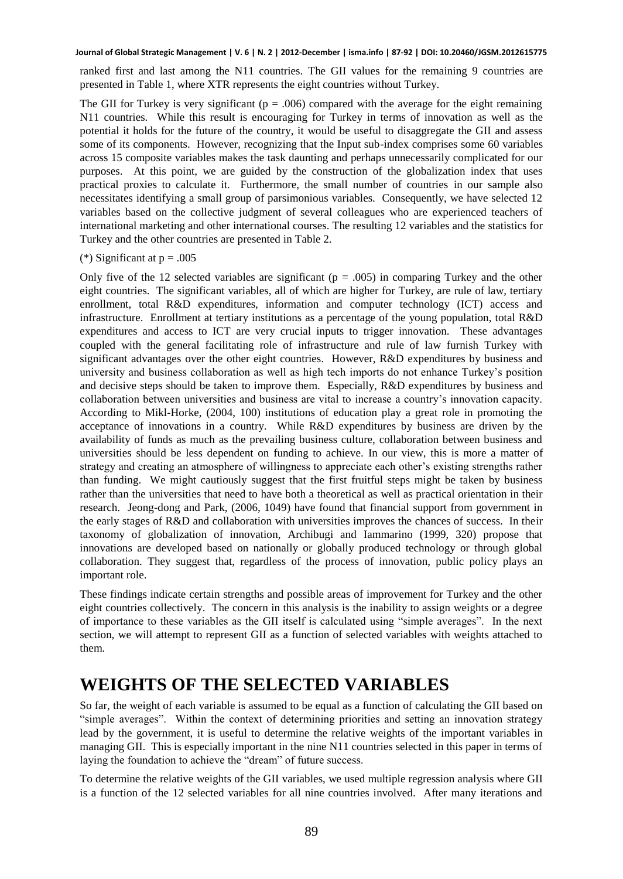ranked first and last among the N11 countries. The GII values for the remaining 9 countries are presented in Table 1, where XTR represents the eight countries without Turkey.

The GII for Turkey is very significant ($p = .006$) compared with the average for the eight remaining N11 countries. While this result is encouraging for Turkey in terms of innovation as well as the potential it holds for the future of the country, it would be useful to disaggregate the GII and assess some of its components. However, recognizing that the Input sub-index comprises some 60 variables across 15 composite variables makes the task daunting and perhaps unnecessarily complicated for our purposes. At this point, we are guided by the construction of the globalization index that uses practical proxies to calculate it. Furthermore, the small number of countries in our sample also necessitates identifying a small group of parsimonious variables. Consequently, we have selected 12 variables based on the collective judgment of several colleagues who are experienced teachers of international marketing and other international courses. The resulting 12 variables and the statistics for Turkey and the other countries are presented in Table 2.

(*) Significant at $p = .005$

Only five of the 12 selected variables are significant ($p = .005$) in comparing Turkey and the other eight countries. The significant variables, all of which are higher for Turkey, are rule of law, tertiary enrollment, total R&D expenditures, information and computer technology (ICT) access and infrastructure. Enrollment at tertiary institutions as a percentage of the young population, total R&D expenditures and access to ICT are very crucial inputs to trigger innovation. These advantages coupled with the general facilitating role of infrastructure and rule of law furnish Turkey with significant advantages over the other eight countries. However, R&D expenditures by business and university and business collaboration as well as high tech imports do not enhance Turkey's position and decisive steps should be taken to improve them. Especially, R&D expenditures by business and collaboration between universities and business are vital to increase a country's innovation capacity. According to Mikl-Horke, (2004, 100) institutions of education play a great role in promoting the acceptance of innovations in a country. While R&D expenditures by business are driven by the availability of funds as much as the prevailing business culture, collaboration between business and universities should be less dependent on funding to achieve. In our view, this is more a matter of strategy and creating an atmosphere of willingness to appreciate each other's existing strengths rather than funding. We might cautiously suggest that the first fruitful steps might be taken by business rather than the universities that need to have both a theoretical as well as practical orientation in their research. Jeong-dong and Park, (2006, 1049) have found that financial support from government in the early stages of R&D and collaboration with universities improves the chances of success. In their taxonomy of globalization of innovation, Archibugi and Iammarino (1999, 320) propose that innovations are developed based on nationally or globally produced technology or through global collaboration. They suggest that, regardless of the process of innovation, public policy plays an important role.

These findings indicate certain strengths and possible areas of improvement for Turkey and the other eight countries collectively. The concern in this analysis is the inability to assign weights or a degree of importance to these variables as the GII itself is calculated using "simple averages". In the next section, we will attempt to represent GII as a function of selected variables with weights attached to them.

# WEIGHTS OF THE SELECTED VARIABLES

So far, the weight of each variable is assumed to be equal as a function of calculating the GII based on "simple averages". Within the context of determining priorities and setting an innovation strategy lead by the government, it is useful to determine the relative weights of the important variables in managing GII. This is especially important in the nine N11 countries selected in this paper in terms of laying the foundation to achieve the "dream" of future success.

To determine the relative weights of the GII variables, we used multiple regression analysis where GII is a function of the 12 selected variables for all nine countries involved. After many iterations and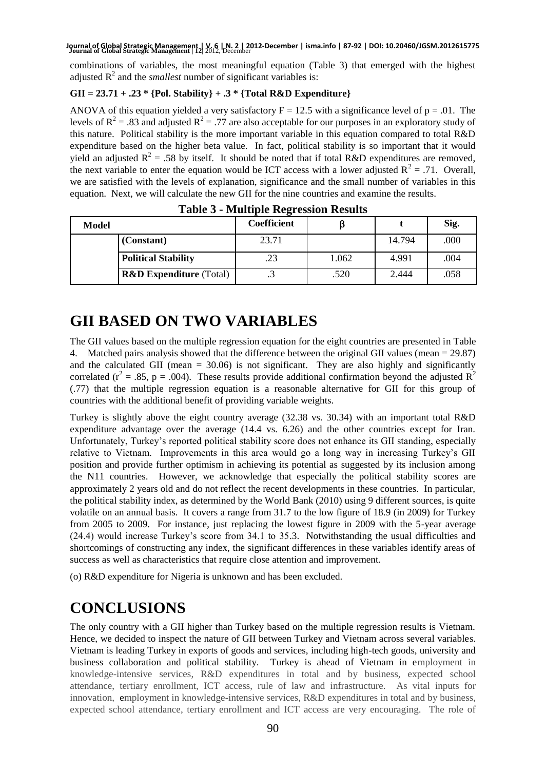combinations of variables, the most meaningful equation (Table 3) that emerged with the highest adjusted $R^2$ and the *smallest* number of significant variables is:

**GII = 23.71 + .23 * {Pol. Stability} + .3 * {Total R&D Expenditure}**

ANOVA of this equation yielded a very satisfactory $F = 12.5$ with a significance level of $p = .01$. The levels of $R^2 = .83$ and adjusted $R^2 = .77$ are also acceptable for our purposes in an exploratory study of this nature. Political stability is the more important variable in this equation compared to total R&D expenditure based on the higher beta value. In fact, political stability is so important that it would yield an adjusted $R^2 = .58$ by itself. It should be noted that if total R&D expenditures are removed, the next variable to enter the equation would be ICT access with a lower adjusted $R^2 = .71$. Overall, we are satisfied with the levels of explanation, significance and the small number of variables in this equation. Next, we will calculate the new GII for the nine countries and examine the results.

**Table 3 - Multiple Regression Results**

| Model | | Coefficient | β | t | Sig. |
|---|---|---|---|---|---|
| | **(Constant)** | 23.71 | | 14.794 | .000 |
| | **Political Stability** | .23 | 1.062 | 4.991 | .004 |
| | **R&D Expenditure** (Total) | .3 | .520 | 2.444 | .058 |

# GII BASED ON TWO VARIABLES

The GII values based on the multiple regression equation for the eight countries are presented in Table 4. Matched pairs analysis showed that the difference between the original GII values (mean = 29.87) and the calculated GII (mean = 30.06) is not significant. They are also highly and significantly correlated ($r^2 = .85$, $p = .004$). These results provide additional confirmation beyond the adjusted $R^2$ (.77) that the multiple regression equation is a reasonable alternative for GII for this group of countries with the additional benefit of providing variable weights.

Turkey is slightly above the eight country average (32.38 vs. 30.34) with an important total R&D expenditure advantage over the average (14.4 vs. 6.26) and the other countries except for Iran. Unfortunately, Turkey's reported political stability score does not enhance its GII standing, especially relative to Vietnam. Improvements in this area would go a long way in increasing Turkey's GII position and provide further optimism in achieving its potential as suggested by its inclusion among the N11 countries. However, we acknowledge that especially the political stability scores are approximately 2 years old and do not reflect the recent developments in these countries. In particular, the political stability index, as determined by the World Bank (2010) using 9 different sources, is quite volatile on an annual basis. It covers a range from 31.7 to the low figure of 18.9 (in 2009) for Turkey from 2005 to 2009. For instance, just replacing the lowest figure in 2009 with the 5-year average (24.4) would increase Turkey's score from 34.1 to 35.3. Notwithstanding the usual difficulties and shortcomings of constructing any index, the significant differences in these variables identify areas of success as well as characteristics that require close attention and improvement.

(o) R&D expenditure for Nigeria is unknown and has been excluded.

# CONCLUSIONS

The only country with a GII higher than Turkey based on the multiple regression results is Vietnam. Hence, we decided to inspect the nature of GII between Turkey and Vietnam across several variables. Vietnam is leading Turkey in exports of goods and services, including high-tech goods, university and business collaboration and political stability. Turkey is ahead of Vietnam in employment in knowledge-intensive services, R&D expenditures in total and by business, expected school attendance, tertiary enrollment, ICT access, rule of law and infrastructure. As vital inputs for innovation, employment in knowledge-intensive services, R&D expenditures in total and by business, expected school attendance, tertiary enrollment and ICT access are very encouraging. The role of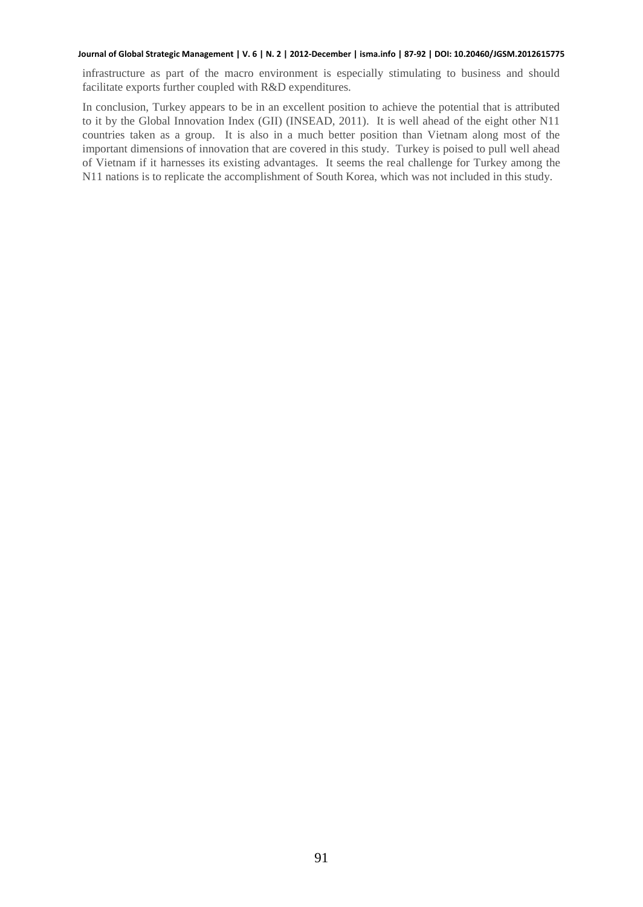infrastructure as part of the macro environment is especially stimulating to business and should facilitate exports further coupled with R&D expenditures.

In conclusion, Turkey appears to be in an excellent position to achieve the potential that is attributed to it by the Global Innovation Index (GII) (INSEAD, 2011). It is well ahead of the eight other N11 countries taken as a group. It is also in a much better position than Vietnam along most of the important dimensions of innovation that are covered in this study. Turkey is poised to pull well ahead of Vietnam if it harnesses its existing advantages. It seems the real challenge for Turkey among the N11 nations is to replicate the accomplishment of South Korea, which was not included in this study.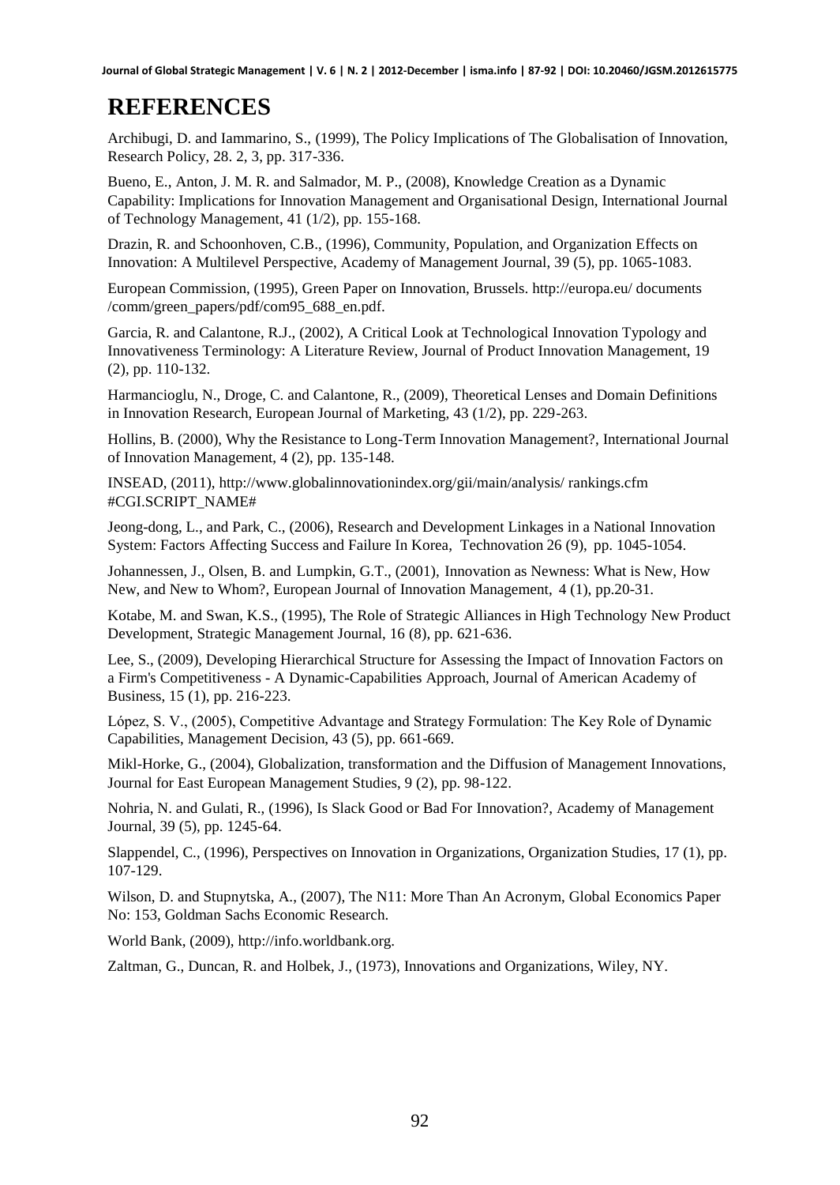# REFERENCES

Archibugi, D. and Iammarino, S., (1999), The Policy Implications of The Globalisation of Innovation, Research Policy, 28. 2, 3, pp. 317-336.

Bueno, E., Anton, J. M. R. and Salmador, M. P., (2008), Knowledge Creation as a Dynamic Capability: Implications for Innovation Management and Organisational Design, International Journal of Technology Management, 41 (1/2), pp. 155-168.

Drazin, R. and Schoonhoven, C.B., (1996), Community, Population, and Organization Effects on Innovation: A Multilevel Perspective, Academy of Management Journal, 39 (5), pp. 1065-1083.

European Commission, (1995), Green Paper on Innovation, Brussels. http://europa.eu/ documents /comm/green_papers/pdf/com95_688_en.pdf.

Garcia, R. and Calantone, R.J., (2002), A Critical Look at Technological Innovation Typology and Innovativeness Terminology: A Literature Review, Journal of Product Innovation Management, 19 (2), pp. 110-132.

Harmancioglu, N., Droge, C. and Calantone, R., (2009), Theoretical Lenses and Domain Definitions in Innovation Research, European Journal of Marketing, 43 (1/2), pp. 229-263.

Hollins, B. (2000), Why the Resistance to Long-Term Innovation Management?, International Journal of Innovation Management, 4 (2), pp. 135-148.

INSEAD, (2011), http://www.globalinnovationindex.org/gii/main/analysis/ rankings.cfm #CGI.SCRIPT_NAME#

Jeong-dong, L., and Park, C., (2006), Research and Development Linkages in a National Innovation System: Factors Affecting Success and Failure In Korea, Technovation 26 (9), pp. 1045-1054.

Johannessen, J., Olsen, B. and Lumpkin, G.T., (2001), Innovation as Newness: What is New, How New, and New to Whom?, European Journal of Innovation Management, 4 (1), pp.20-31.

Kotabe, M. and Swan, K.S., (1995), The Role of Strategic Alliances in High Technology New Product Development, Strategic Management Journal, 16 (8), pp. 621-636.

Lee, S., (2009), Developing Hierarchical Structure for Assessing the Impact of Innovation Factors on a Firm's Competitiveness - A Dynamic-Capabilities Approach, Journal of American Academy of Business, 15 (1), pp. 216-223.

López, S. V., (2005), Competitive Advantage and Strategy Formulation: The Key Role of Dynamic Capabilities, Management Decision, 43 (5), pp. 661-669.

Mikl-Horke, G., (2004), Globalization, transformation and the Diffusion of Management Innovations, Journal for East European Management Studies, 9 (2), pp. 98-122.

Nohria, N. and Gulati, R., (1996), Is Slack Good or Bad For Innovation?, Academy of Management Journal, 39 (5), pp. 1245-64.

Slappendel, C., (1996), Perspectives on Innovation in Organizations, Organization Studies, 17 (1), pp. 107-129.

Wilson, D. and Stupnytska, A., (2007), The N11: More Than An Acronym, Global Economics Paper No: 153, Goldman Sachs Economic Research.

World Bank, (2009), http://info.worldbank.org.

Zaltman, G., Duncan, R. and Holbek, J., (1973), Innovations and Organizations, Wiley, NY.